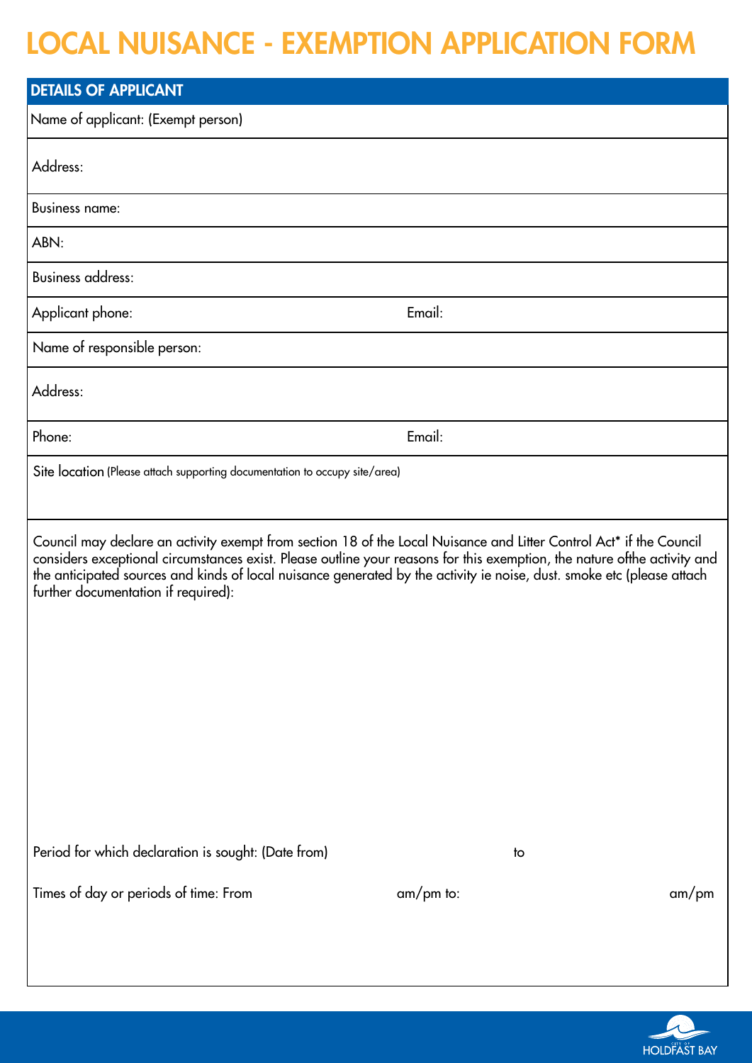# LOCAL NUISANCE - EXEMPTION APPLICATION FORM

## DETAILS OF APPLICANT

Name of applicant: (Exempt person)

Address:

Business name:

ABN:

Business address:

Applicant phone: Email:

Name of responsible person:

Address:

Phone: Email:

Site location (Please attach supporting documentation to occupy site/area)

Council may declare an activity exempt from section 18 of the Local Nuisance and Litter Control Act* if the Council considers exceptional circumstances exist. Please outline your reasons for this exemption, the nature ofthe activity and the anticipated sources and kinds of local nuisance generated by the activity ie noise, dust. smoke etc (please attach further documentation if required):

Period for which declaration is sought: (Date from) to

Times of day or periods of time: From am/pm to: am/pm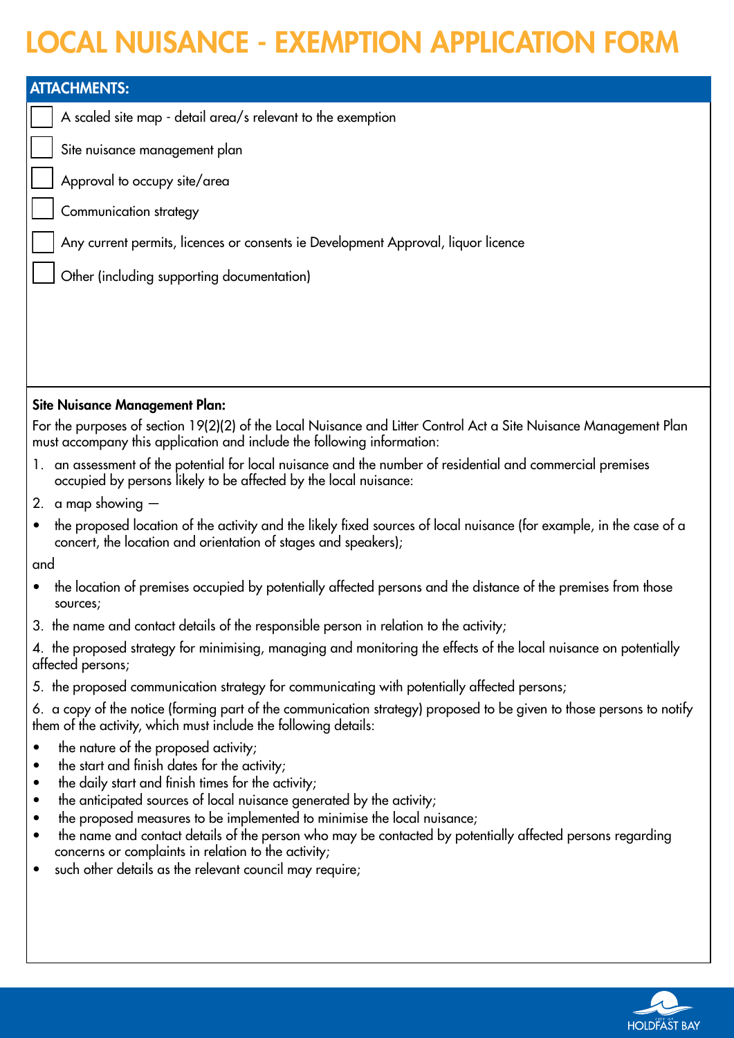# LOCAL NUISANCE - EXEMPTION APPLICATION FORM

## ATTACHMENTS:

- [ ] A scaled site map - detail area/s relevant to the exemption
- [ ] Site nuisance management plan
- [ ] Approval to occupy site/area
- [ ] Communication strategy
- [ ] Any current permits, licences or consents ie Development Approval, liquor licence
- [ ] Other (including supporting documentation)

**Site Nuisance Management Plan:**

For the purposes of section 19(2)(2) of the Local Nuisance and Litter Control Act a Site Nuisance Management Plan must accompany this application and include the following information:

1. an assessment of the potential for local nuisance and the number of residential and commercial premises occupied by persons likely to be affected by the local nuisance:
2. a map showing —

- the proposed location of the activity and the likely fixed sources of local nuisance (for example, in the case of a concert, the location and orientation of stages and speakers);

and

- the location of premises occupied by potentially affected persons and the distance of the premises from those sources;

3. the name and contact details of the responsible person in relation to the activity;

4. the proposed strategy for minimising, managing and monitoring the effects of the local nuisance on potentially affected persons;

5. the proposed communication strategy for communicating with potentially affected persons;

6. a copy of the notice (forming part of the communication strategy) proposed to be given to those persons to notify them of the activity, which must include the following details:

- the nature of the proposed activity;
- the start and finish dates for the activity;
- the daily start and finish times for the activity;
- the anticipated sources of local nuisance generated by the activity;
- the proposed measures to be implemented to minimise the local nuisance;
- the name and contact details of the person who may be contacted by potentially affected persons regarding concerns or complaints in relation to the activity;
- such other details as the relevant council may require;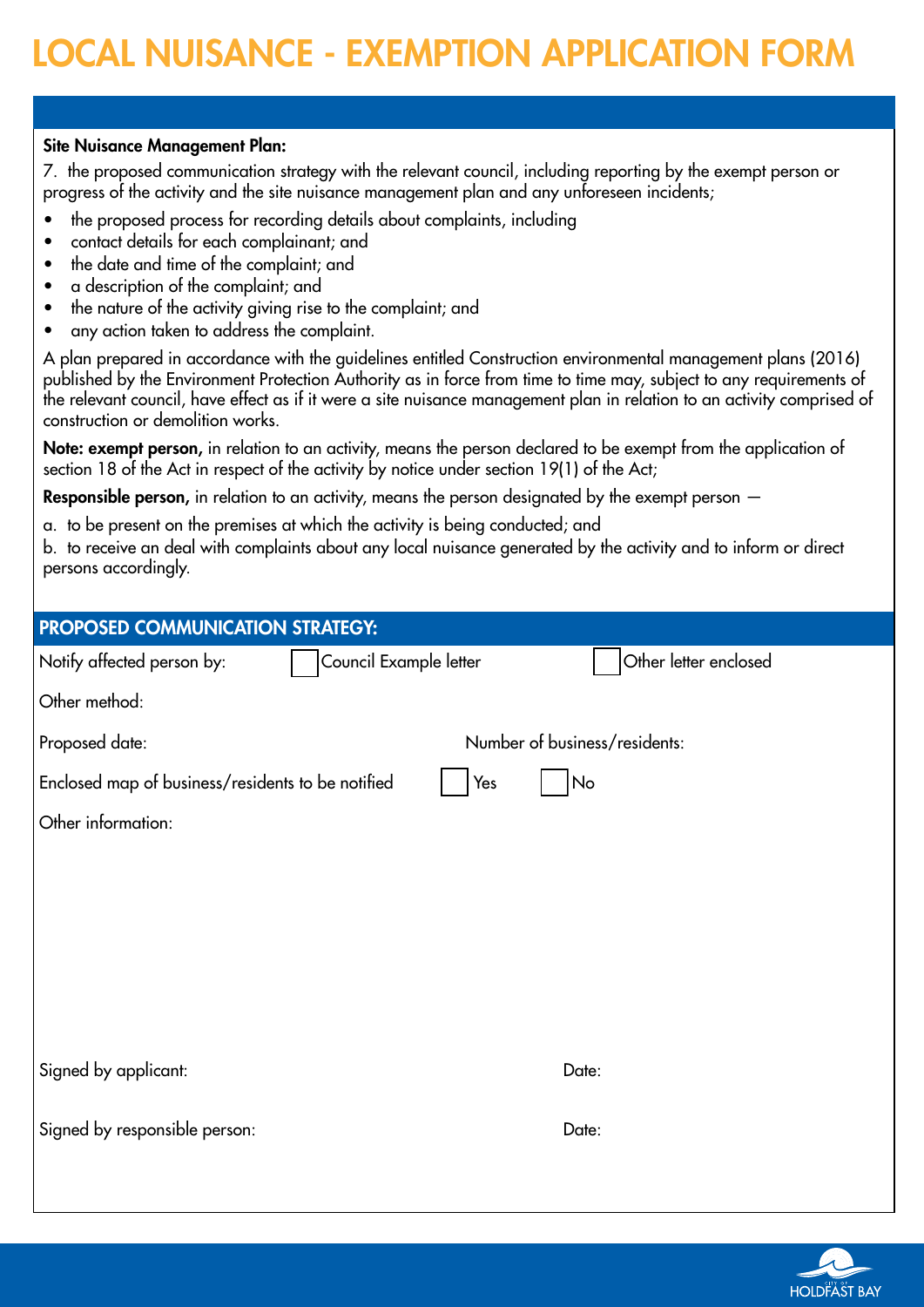# LOCAL NUISANCE - EXEMPTION APPLICATION FORM

**Site Nuisance Management Plan:**

7. the proposed communication strategy with the relevant council, including reporting by the exempt person or progress of the activity and the site nuisance management plan and any unforeseen incidents;

- the proposed process for recording details about complaints, including
- contact details for each complainant; and
- the date and time of the complaint; and
- a description of the complaint; and
- the nature of the activity giving rise to the complaint; and
- any action taken to address the complaint.

A plan prepared in accordance with the guidelines entitled Construction environmental management plans (2016) published by the Environment Protection Authority as in force from time to time may, subject to any requirements of the relevant council, have effect as if it were a site nuisance management plan in relation to an activity comprised of construction or demolition works.

**Note: exempt person,** in relation to an activity, means the person declared to be exempt from the application of section 18 of the Act in respect of the activity by notice under section 19(1) of the Act;

**Responsible person,** in relation to an activity, means the person designated by the exempt person —

a. to be present on the premises at which the activity is being conducted; and

b. to receive an deal with complaints about any local nuisance generated by the activity and to inform or direct persons accordingly.

## PROPOSED COMMUNICATION STRATEGY:

Notify affected person by: ☐ Council Example letter ☐ Other letter enclosed

Other method:

Proposed date: Number of business/residents:

Enclosed map of business/residents to be notified ☐ Yes ☐ No

Other information:

Signed by applicant: Date:

Signed by responsible person: Date:

HOLDFAST BAY